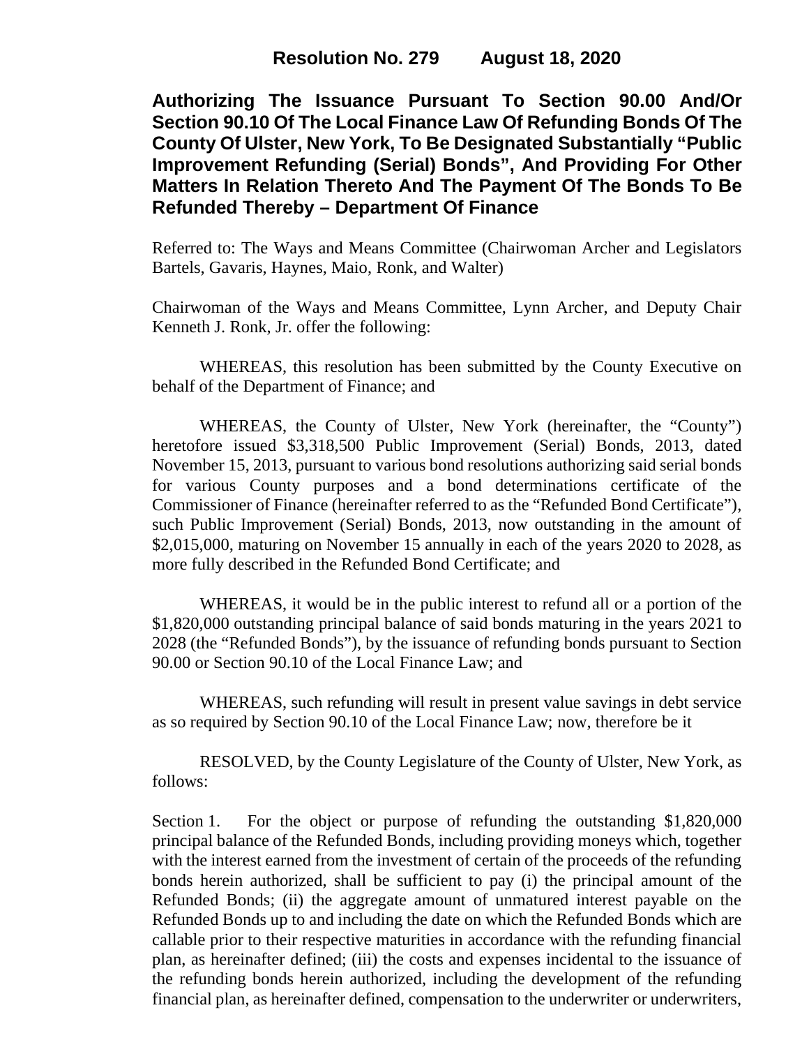# Resolution No. 279 August 18, 2020

## Authorizing The Issuance Pursuant To Section 90.00 And/Or Section 90.10 Of The Local Finance Law Of Refunding Bonds Of The County Of Ulster, New York, To Be Designated Substantially "Public Improvement Refunding (Serial) Bonds", And Providing For Other Matters In Relation Thereto And The Payment Of The Bonds To Be Refunded Thereby – Department Of Finance

Referred to: The Ways and Means Committee (Chairwoman Archer and Legislators Bartels, Gavaris, Haynes, Maio, Ronk, and Walter)

Chairwoman of the Ways and Means Committee, Lynn Archer, and Deputy Chair Kenneth J. Ronk, Jr. offer the following:

WHEREAS, this resolution has been submitted by the County Executive on behalf of the Department of Finance; and

WHEREAS, the County of Ulster, New York (hereinafter, the "County") heretofore issued $3,318,500 Public Improvement (Serial) Bonds, 2013, dated November 15, 2013, pursuant to various bond resolutions authorizing said serial bonds for various County purposes and a bond determinations certificate of the Commissioner of Finance (hereinafter referred to as the "Refunded Bond Certificate"), such Public Improvement (Serial) Bonds, 2013, now outstanding in the amount of $2,015,000, maturing on November 15 annually in each of the years 2020 to 2028, as more fully described in the Refunded Bond Certificate; and

WHEREAS, it would be in the public interest to refund all or a portion of the $1,820,000 outstanding principal balance of said bonds maturing in the years 2021 to 2028 (the "Refunded Bonds"), by the issuance of refunding bonds pursuant to Section 90.00 or Section 90.10 of the Local Finance Law; and

WHEREAS, such refunding will result in present value savings in debt service as so required by Section 90.10 of the Local Finance Law; now, therefore be it

RESOLVED, by the County Legislature of the County of Ulster, New York, as follows:

Section 1. For the object or purpose of refunding the outstanding $1,820,000 principal balance of the Refunded Bonds, including providing moneys which, together with the interest earned from the investment of certain of the proceeds of the refunding bonds herein authorized, shall be sufficient to pay (i) the principal amount of the Refunded Bonds; (ii) the aggregate amount of unmatured interest payable on the Refunded Bonds up to and including the date on which the Refunded Bonds which are callable prior to their respective maturities in accordance with the refunding financial plan, as hereinafter defined; (iii) the costs and expenses incidental to the issuance of the refunding bonds herein authorized, including the development of the refunding financial plan, as hereinafter defined, compensation to the underwriter or underwriters,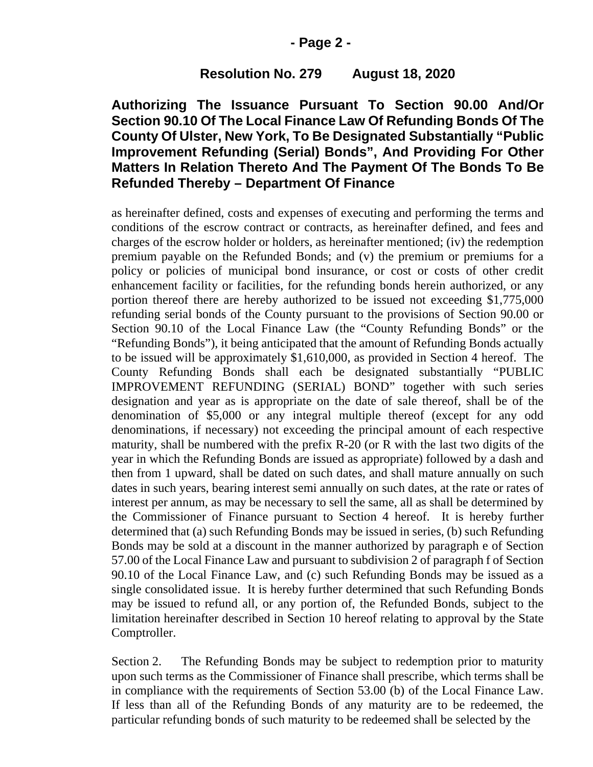as hereinafter defined, costs and expenses of executing and performing the terms and conditions of the escrow contract or contracts, as hereinafter defined, and fees and charges of the escrow holder or holders, as hereinafter mentioned; (iv) the redemption premium payable on the Refunded Bonds; and (v) the premium or premiums for a policy or policies of municipal bond insurance, or cost or costs of other credit enhancement facility or facilities, for the refunding bonds herein authorized, or any portion thereof there are hereby authorized to be issued not exceeding $1,775,000 refunding serial bonds of the County pursuant to the provisions of Section 90.00 or Section 90.10 of the Local Finance Law (the "County Refunding Bonds" or the "Refunding Bonds"), it being anticipated that the amount of Refunding Bonds actually to be issued will be approximately $1,610,000, as provided in Section 4 hereof. The County Refunding Bonds shall each be designated substantially "PUBLIC IMPROVEMENT REFUNDING (SERIAL) BOND" together with such series designation and year as is appropriate on the date of sale thereof, shall be of the denomination of $5,000 or any integral multiple thereof (except for any odd denominations, if necessary) not exceeding the principal amount of each respective maturity, shall be numbered with the prefix R-20 (or R with the last two digits of the year in which the Refunding Bonds are issued as appropriate) followed by a dash and then from 1 upward, shall be dated on such dates, and shall mature annually on such dates in such years, bearing interest semi annually on such dates, at the rate or rates of interest per annum, as may be necessary to sell the same, all as shall be determined by the Commissioner of Finance pursuant to Section 4 hereof. It is hereby further determined that (a) such Refunding Bonds may be issued in series, (b) such Refunding Bonds may be sold at a discount in the manner authorized by paragraph e of Section 57.00 of the Local Finance Law and pursuant to subdivision 2 of paragraph f of Section 90.10 of the Local Finance Law, and (c) such Refunding Bonds may be issued as a single consolidated issue. It is hereby further determined that such Refunding Bonds may be issued to refund all, or any portion of, the Refunded Bonds, subject to the limitation hereinafter described in Section 10 hereof relating to approval by the State Comptroller.

Section 2. The Refunding Bonds may be subject to redemption prior to maturity upon such terms as the Commissioner of Finance shall prescribe, which terms shall be in compliance with the requirements of Section 53.00 (b) of the Local Finance Law. If less than all of the Refunding Bonds of any maturity are to be redeemed, the particular refunding bonds of such maturity to be redeemed shall be selected by the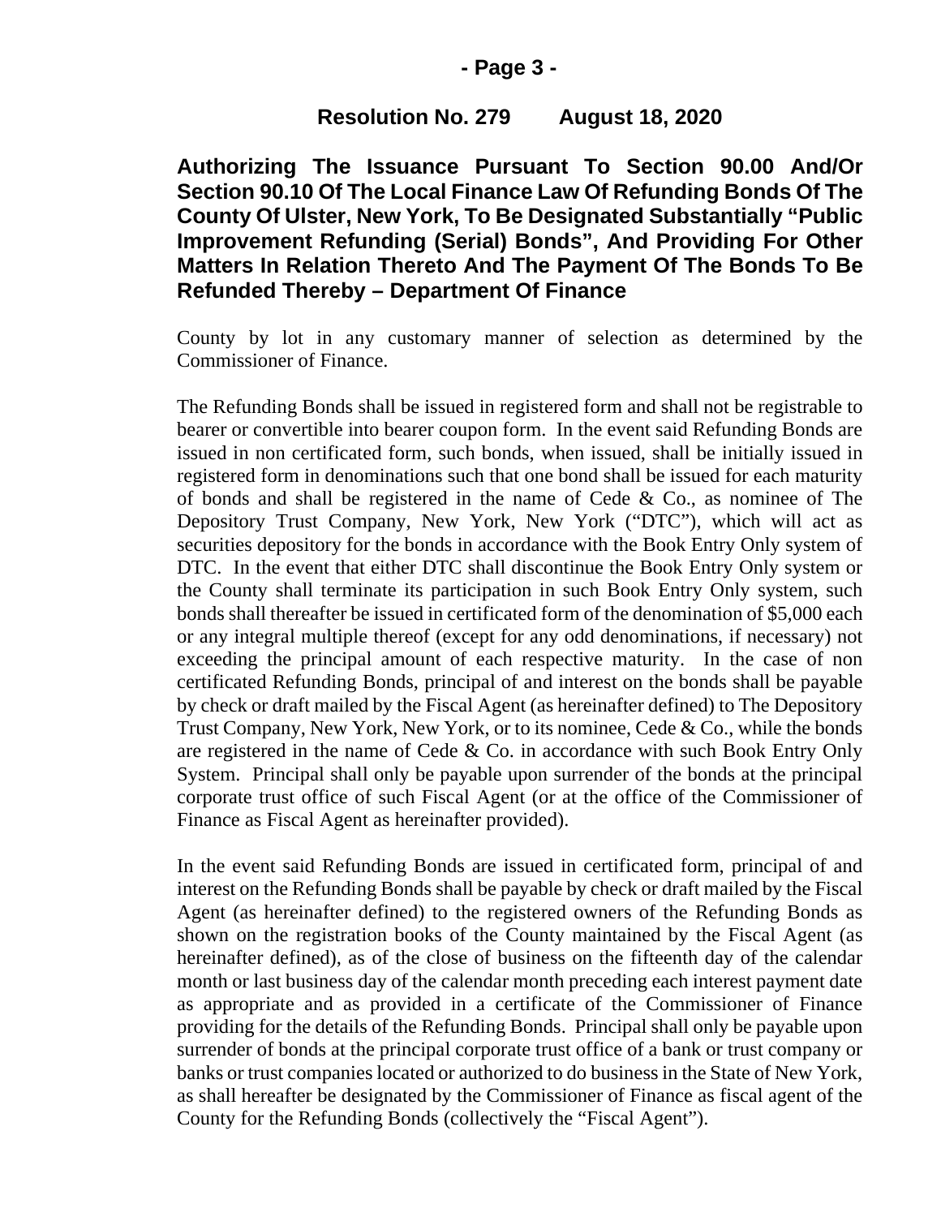**Resolution No. 279 August 18, 2020**

**Authorizing The Issuance Pursuant To Section 90.00 And/Or Section 90.10 Of The Local Finance Law Of Refunding Bonds Of The County Of Ulster, New York, To Be Designated Substantially "Public Improvement Refunding (Serial) Bonds", And Providing For Other Matters In Relation Thereto And The Payment Of The Bonds To Be Refunded Thereby – Department Of Finance**

County by lot in any customary manner of selection as determined by the Commissioner of Finance.

The Refunding Bonds shall be issued in registered form and shall not be registrable to bearer or convertible into bearer coupon form. In the event said Refunding Bonds are issued in non certificated form, such bonds, when issued, shall be initially issued in registered form in denominations such that one bond shall be issued for each maturity of bonds and shall be registered in the name of Cede & Co., as nominee of The Depository Trust Company, New York, New York ("DTC"), which will act as securities depository for the bonds in accordance with the Book Entry Only system of DTC. In the event that either DTC shall discontinue the Book Entry Only system or the County shall terminate its participation in such Book Entry Only system, such bonds shall thereafter be issued in certificated form of the denomination of $5,000 each or any integral multiple thereof (except for any odd denominations, if necessary) not exceeding the principal amount of each respective maturity. In the case of non certificated Refunding Bonds, principal of and interest on the bonds shall be payable by check or draft mailed by the Fiscal Agent (as hereinafter defined) to The Depository Trust Company, New York, New York, or to its nominee, Cede & Co., while the bonds are registered in the name of Cede & Co. in accordance with such Book Entry Only System. Principal shall only be payable upon surrender of the bonds at the principal corporate trust office of such Fiscal Agent (or at the office of the Commissioner of Finance as Fiscal Agent as hereinafter provided).

In the event said Refunding Bonds are issued in certificated form, principal of and interest on the Refunding Bonds shall be payable by check or draft mailed by the Fiscal Agent (as hereinafter defined) to the registered owners of the Refunding Bonds as shown on the registration books of the County maintained by the Fiscal Agent (as hereinafter defined), as of the close of business on the fifteenth day of the calendar month or last business day of the calendar month preceding each interest payment date as appropriate and as provided in a certificate of the Commissioner of Finance providing for the details of the Refunding Bonds. Principal shall only be payable upon surrender of bonds at the principal corporate trust office of a bank or trust company or banks or trust companies located or authorized to do business in the State of New York, as shall hereafter be designated by the Commissioner of Finance as fiscal agent of the County for the Refunding Bonds (collectively the "Fiscal Agent").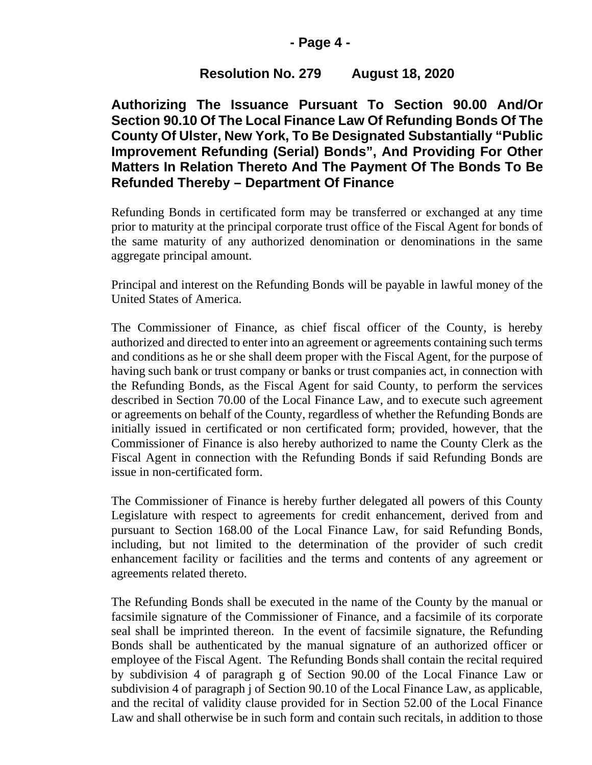**Resolution No. 279 August 18, 2020**

**Authorizing The Issuance Pursuant To Section 90.00 And/Or Section 90.10 Of The Local Finance Law Of Refunding Bonds Of The County Of Ulster, New York, To Be Designated Substantially "Public Improvement Refunding (Serial) Bonds", And Providing For Other Matters In Relation Thereto And The Payment Of The Bonds To Be Refunded Thereby – Department Of Finance**

Refunding Bonds in certificated form may be transferred or exchanged at any time prior to maturity at the principal corporate trust office of the Fiscal Agent for bonds of the same maturity of any authorized denomination or denominations in the same aggregate principal amount.

Principal and interest on the Refunding Bonds will be payable in lawful money of the United States of America.

The Commissioner of Finance, as chief fiscal officer of the County, is hereby authorized and directed to enter into an agreement or agreements containing such terms and conditions as he or she shall deem proper with the Fiscal Agent, for the purpose of having such bank or trust company or banks or trust companies act, in connection with the Refunding Bonds, as the Fiscal Agent for said County, to perform the services described in Section 70.00 of the Local Finance Law, and to execute such agreement or agreements on behalf of the County, regardless of whether the Refunding Bonds are initially issued in certificated or non certificated form; provided, however, that the Commissioner of Finance is also hereby authorized to name the County Clerk as the Fiscal Agent in connection with the Refunding Bonds if said Refunding Bonds are issue in non-certificated form.

The Commissioner of Finance is hereby further delegated all powers of this County Legislature with respect to agreements for credit enhancement, derived from and pursuant to Section 168.00 of the Local Finance Law, for said Refunding Bonds, including, but not limited to the determination of the provider of such credit enhancement facility or facilities and the terms and contents of any agreement or agreements related thereto.

The Refunding Bonds shall be executed in the name of the County by the manual or facsimile signature of the Commissioner of Finance, and a facsimile of its corporate seal shall be imprinted thereon. In the event of facsimile signature, the Refunding Bonds shall be authenticated by the manual signature of an authorized officer or employee of the Fiscal Agent. The Refunding Bonds shall contain the recital required by subdivision 4 of paragraph g of Section 90.00 of the Local Finance Law or subdivision 4 of paragraph j of Section 90.10 of the Local Finance Law, as applicable, and the recital of validity clause provided for in Section 52.00 of the Local Finance Law and shall otherwise be in such form and contain such recitals, in addition to those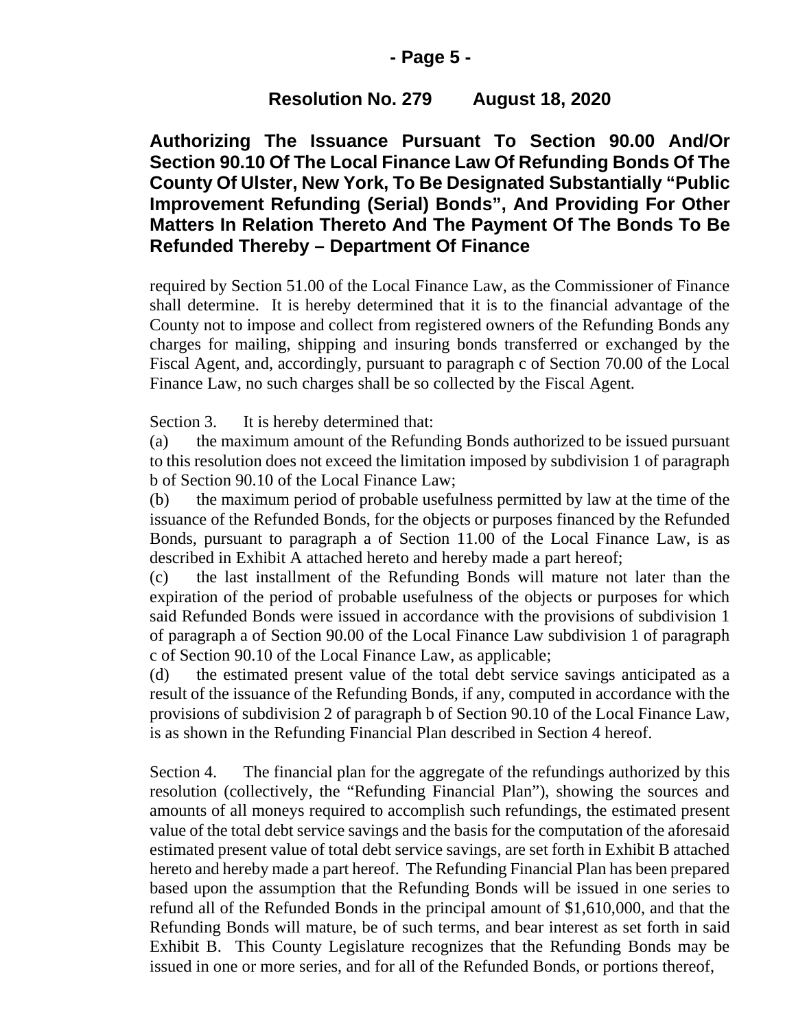**Resolution No. 279 August 18, 2020**

**Authorizing The Issuance Pursuant To Section 90.00 And/Or Section 90.10 Of The Local Finance Law Of Refunding Bonds Of The County Of Ulster, New York, To Be Designated Substantially "Public Improvement Refunding (Serial) Bonds", And Providing For Other Matters In Relation Thereto And The Payment Of The Bonds To Be Refunded Thereby – Department Of Finance**

required by Section 51.00 of the Local Finance Law, as the Commissioner of Finance shall determine. It is hereby determined that it is to the financial advantage of the County not to impose and collect from registered owners of the Refunding Bonds any charges for mailing, shipping and insuring bonds transferred or exchanged by the Fiscal Agent, and, accordingly, pursuant to paragraph c of Section 70.00 of the Local Finance Law, no such charges shall be so collected by the Fiscal Agent.

Section 3. It is hereby determined that:

(a) the maximum amount of the Refunding Bonds authorized to be issued pursuant to this resolution does not exceed the limitation imposed by subdivision 1 of paragraph b of Section 90.10 of the Local Finance Law;

(b) the maximum period of probable usefulness permitted by law at the time of the issuance of the Refunded Bonds, for the objects or purposes financed by the Refunded Bonds, pursuant to paragraph a of Section 11.00 of the Local Finance Law, is as described in Exhibit A attached hereto and hereby made a part hereof;

(c) the last installment of the Refunding Bonds will mature not later than the expiration of the period of probable usefulness of the objects or purposes for which said Refunded Bonds were issued in accordance with the provisions of subdivision 1 of paragraph a of Section 90.00 of the Local Finance Law subdivision 1 of paragraph c of Section 90.10 of the Local Finance Law, as applicable;

(d) the estimated present value of the total debt service savings anticipated as a result of the issuance of the Refunding Bonds, if any, computed in accordance with the provisions of subdivision 2 of paragraph b of Section 90.10 of the Local Finance Law, is as shown in the Refunding Financial Plan described in Section 4 hereof.

Section 4. The financial plan for the aggregate of the refundings authorized by this resolution (collectively, the "Refunding Financial Plan"), showing the sources and amounts of all moneys required to accomplish such refundings, the estimated present value of the total debt service savings and the basis for the computation of the aforesaid estimated present value of total debt service savings, are set forth in Exhibit B attached hereto and hereby made a part hereof. The Refunding Financial Plan has been prepared based upon the assumption that the Refunding Bonds will be issued in one series to refund all of the Refunded Bonds in the principal amount of $1,610,000, and that the Refunding Bonds will mature, be of such terms, and bear interest as set forth in said Exhibit B. This County Legislature recognizes that the Refunding Bonds may be issued in one or more series, and for all of the Refunded Bonds, or portions thereof,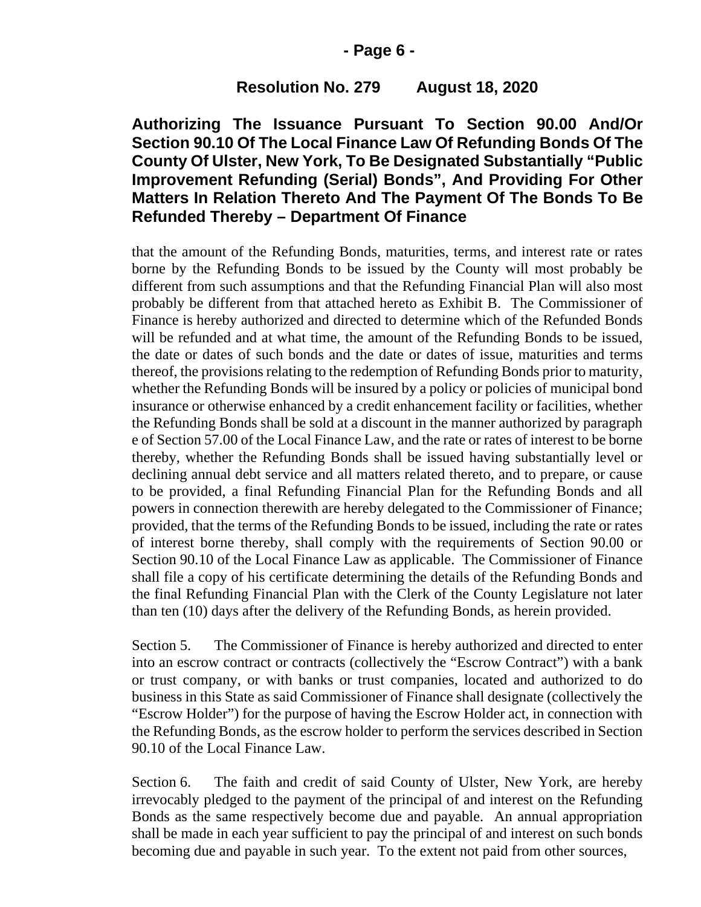**Resolution No. 279 August 18, 2020**

**Authorizing The Issuance Pursuant To Section 90.00 And/Or Section 90.10 Of The Local Finance Law Of Refunding Bonds Of The County Of Ulster, New York, To Be Designated Substantially "Public Improvement Refunding (Serial) Bonds", And Providing For Other Matters In Relation Thereto And The Payment Of The Bonds To Be Refunded Thereby – Department Of Finance**

that the amount of the Refunding Bonds, maturities, terms, and interest rate or rates borne by the Refunding Bonds to be issued by the County will most probably be different from such assumptions and that the Refunding Financial Plan will also most probably be different from that attached hereto as Exhibit B. The Commissioner of Finance is hereby authorized and directed to determine which of the Refunded Bonds will be refunded and at what time, the amount of the Refunding Bonds to be issued, the date or dates of such bonds and the date or dates of issue, maturities and terms thereof, the provisions relating to the redemption of Refunding Bonds prior to maturity, whether the Refunding Bonds will be insured by a policy or policies of municipal bond insurance or otherwise enhanced by a credit enhancement facility or facilities, whether the Refunding Bonds shall be sold at a discount in the manner authorized by paragraph e of Section 57.00 of the Local Finance Law, and the rate or rates of interest to be borne thereby, whether the Refunding Bonds shall be issued having substantially level or declining annual debt service and all matters related thereto, and to prepare, or cause to be provided, a final Refunding Financial Plan for the Refunding Bonds and all powers in connection therewith are hereby delegated to the Commissioner of Finance; provided, that the terms of the Refunding Bonds to be issued, including the rate or rates of interest borne thereby, shall comply with the requirements of Section 90.00 or Section 90.10 of the Local Finance Law as applicable. The Commissioner of Finance shall file a copy of his certificate determining the details of the Refunding Bonds and the final Refunding Financial Plan with the Clerk of the County Legislature not later than ten (10) days after the delivery of the Refunding Bonds, as herein provided.

Section 5. The Commissioner of Finance is hereby authorized and directed to enter into an escrow contract or contracts (collectively the "Escrow Contract") with a bank or trust company, or with banks or trust companies, located and authorized to do business in this State as said Commissioner of Finance shall designate (collectively the "Escrow Holder") for the purpose of having the Escrow Holder act, in connection with the Refunding Bonds, as the escrow holder to perform the services described in Section 90.10 of the Local Finance Law.

Section 6. The faith and credit of said County of Ulster, New York, are hereby irrevocably pledged to the payment of the principal of and interest on the Refunding Bonds as the same respectively become due and payable. An annual appropriation shall be made in each year sufficient to pay the principal of and interest on such bonds becoming due and payable in such year. To the extent not paid from other sources,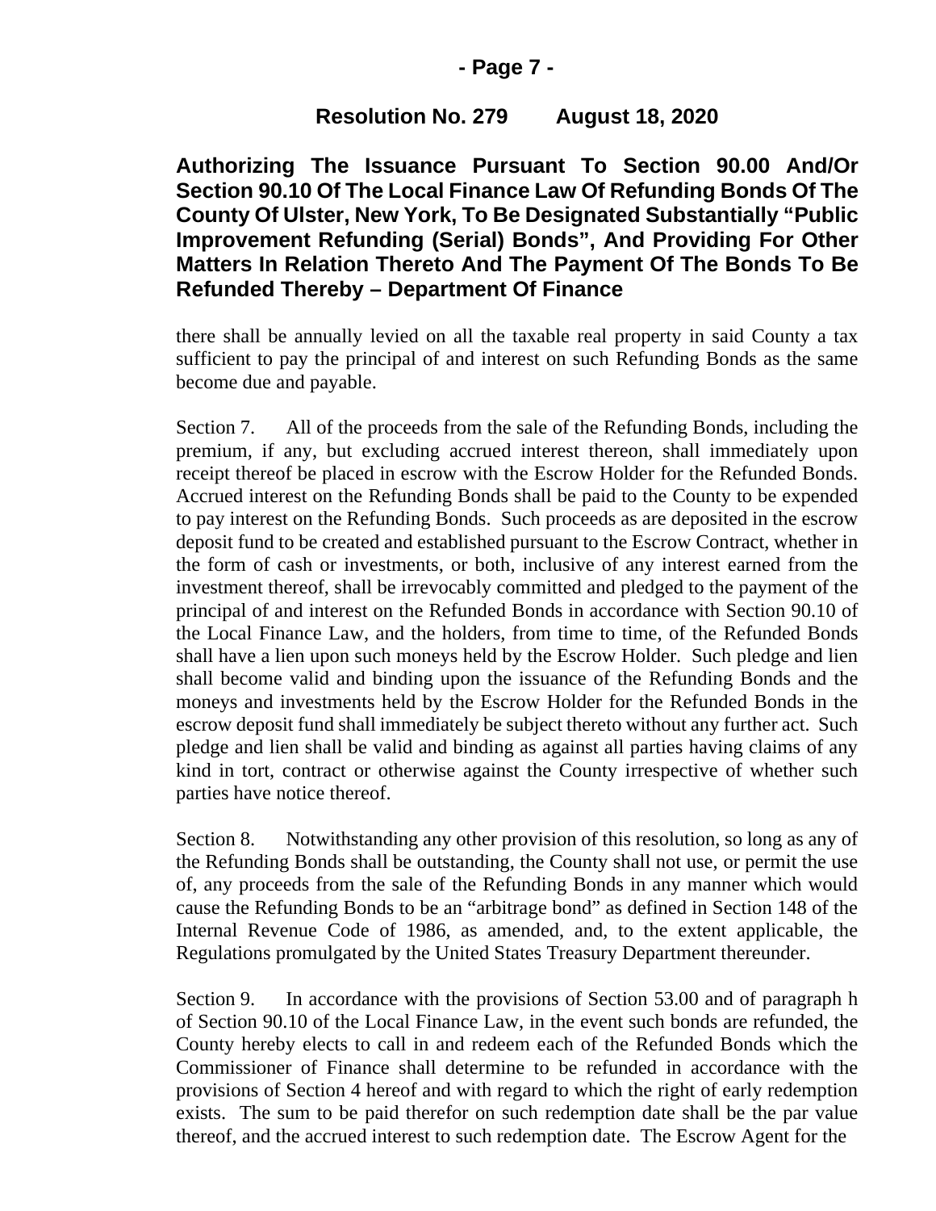there shall be annually levied on all the taxable real property in said County a tax sufficient to pay the principal of and interest on such Refunding Bonds as the same become due and payable.

Section 7. All of the proceeds from the sale of the Refunding Bonds, including the premium, if any, but excluding accrued interest thereon, shall immediately upon receipt thereof be placed in escrow with the Escrow Holder for the Refunded Bonds. Accrued interest on the Refunding Bonds shall be paid to the County to be expended to pay interest on the Refunding Bonds. Such proceeds as are deposited in the escrow deposit fund to be created and established pursuant to the Escrow Contract, whether in the form of cash or investments, or both, inclusive of any interest earned from the investment thereof, shall be irrevocably committed and pledged to the payment of the principal of and interest on the Refunded Bonds in accordance with Section 90.10 of the Local Finance Law, and the holders, from time to time, of the Refunded Bonds shall have a lien upon such moneys held by the Escrow Holder. Such pledge and lien shall become valid and binding upon the issuance of the Refunding Bonds and the moneys and investments held by the Escrow Holder for the Refunded Bonds in the escrow deposit fund shall immediately be subject thereto without any further act. Such pledge and lien shall be valid and binding as against all parties having claims of any kind in tort, contract or otherwise against the County irrespective of whether such parties have notice thereof.

Section 8. Notwithstanding any other provision of this resolution, so long as any of the Refunding Bonds shall be outstanding, the County shall not use, or permit the use of, any proceeds from the sale of the Refunding Bonds in any manner which would cause the Refunding Bonds to be an "arbitrage bond" as defined in Section 148 of the Internal Revenue Code of 1986, as amended, and, to the extent applicable, the Regulations promulgated by the United States Treasury Department thereunder.

Section 9. In accordance with the provisions of Section 53.00 and of paragraph h of Section 90.10 of the Local Finance Law, in the event such bonds are refunded, the County hereby elects to call in and redeem each of the Refunded Bonds which the Commissioner of Finance shall determine to be refunded in accordance with the provisions of Section 4 hereof and with regard to which the right of early redemption exists. The sum to be paid therefor on such redemption date shall be the par value thereof, and the accrued interest to such redemption date. The Escrow Agent for the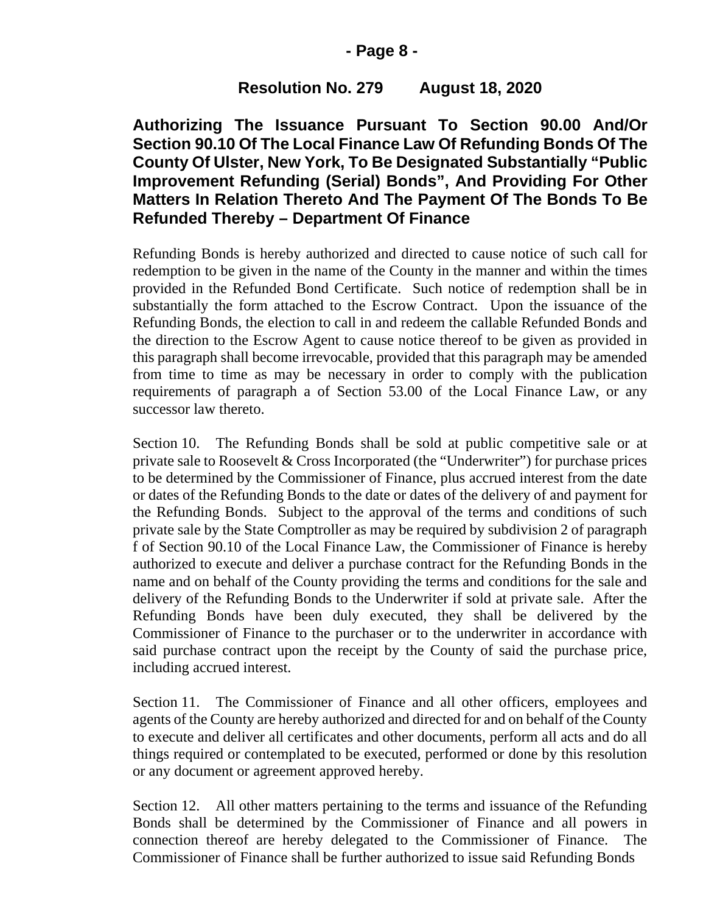**Resolution No. 279 August 18, 2020**

## Authorizing The Issuance Pursuant To Section 90.00 And/Or Section 90.10 Of The Local Finance Law Of Refunding Bonds Of The County Of Ulster, New York, To Be Designated Substantially "Public Improvement Refunding (Serial) Bonds", And Providing For Other Matters In Relation Thereto And The Payment Of The Bonds To Be Refunded Thereby – Department Of Finance

Refunding Bonds is hereby authorized and directed to cause notice of such call for redemption to be given in the name of the County in the manner and within the times provided in the Refunded Bond Certificate. Such notice of redemption shall be in substantially the form attached to the Escrow Contract. Upon the issuance of the Refunding Bonds, the election to call in and redeem the callable Refunded Bonds and the direction to the Escrow Agent to cause notice thereof to be given as provided in this paragraph shall become irrevocable, provided that this paragraph may be amended from time to time as may be necessary in order to comply with the publication requirements of paragraph a of Section 53.00 of the Local Finance Law, or any successor law thereto.

Section 10. The Refunding Bonds shall be sold at public competitive sale or at private sale to Roosevelt & Cross Incorporated (the "Underwriter") for purchase prices to be determined by the Commissioner of Finance, plus accrued interest from the date or dates of the Refunding Bonds to the date or dates of the delivery of and payment for the Refunding Bonds. Subject to the approval of the terms and conditions of such private sale by the State Comptroller as may be required by subdivision 2 of paragraph f of Section 90.10 of the Local Finance Law, the Commissioner of Finance is hereby authorized to execute and deliver a purchase contract for the Refunding Bonds in the name and on behalf of the County providing the terms and conditions for the sale and delivery of the Refunding Bonds to the Underwriter if sold at private sale. After the Refunding Bonds have been duly executed, they shall be delivered by the Commissioner of Finance to the purchaser or to the underwriter in accordance with said purchase contract upon the receipt by the County of said the purchase price, including accrued interest.

Section 11. The Commissioner of Finance and all other officers, employees and agents of the County are hereby authorized and directed for and on behalf of the County to execute and deliver all certificates and other documents, perform all acts and do all things required or contemplated to be executed, performed or done by this resolution or any document or agreement approved hereby.

Section 12. All other matters pertaining to the terms and issuance of the Refunding Bonds shall be determined by the Commissioner of Finance and all powers in connection thereof are hereby delegated to the Commissioner of Finance. The Commissioner of Finance shall be further authorized to issue said Refunding Bonds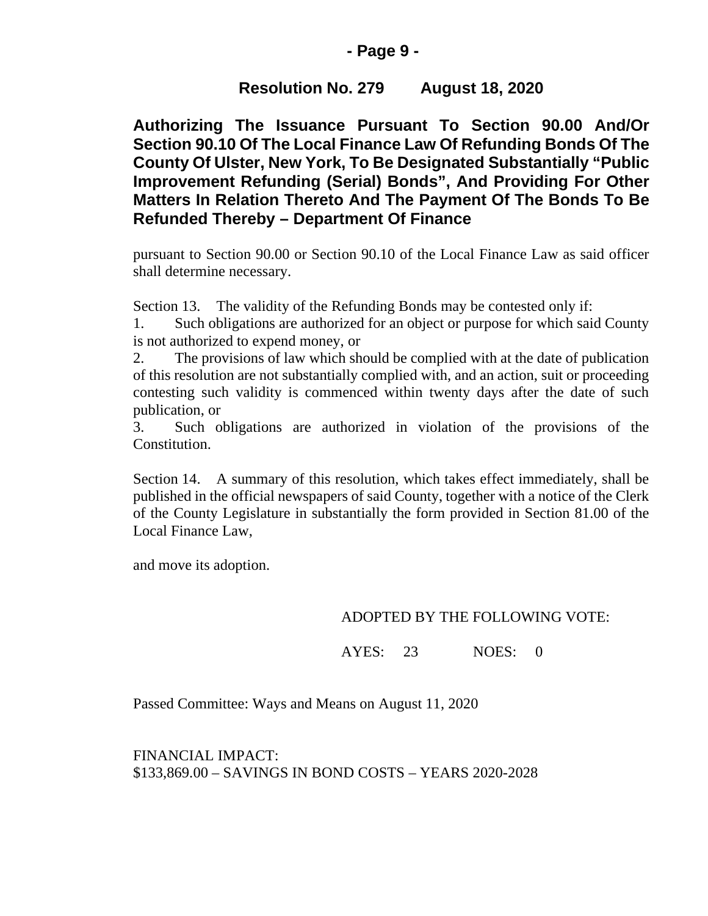**Resolution No. 279 August 18, 2020**

**Authorizing The Issuance Pursuant To Section 90.00 And/Or Section 90.10 Of The Local Finance Law Of Refunding Bonds Of The County Of Ulster, New York, To Be Designated Substantially "Public Improvement Refunding (Serial) Bonds", And Providing For Other Matters In Relation Thereto And The Payment Of The Bonds To Be Refunded Thereby – Department Of Finance**

pursuant to Section 90.00 or Section 90.10 of the Local Finance Law as said officer shall determine necessary.

Section 13. The validity of the Refunding Bonds may be contested only if:

1. Such obligations are authorized for an object or purpose for which said County is not authorized to expend money, or
2. The provisions of law which should be complied with at the date of publication of this resolution are not substantially complied with, and an action, suit or proceeding contesting such validity is commenced within twenty days after the date of such publication, or
3. Such obligations are authorized in violation of the provisions of the Constitution.

Section 14. A summary of this resolution, which takes effect immediately, shall be published in the official newspapers of said County, together with a notice of the Clerk of the County Legislature in substantially the form provided in Section 81.00 of the Local Finance Law,

and move its adoption.

ADOPTED BY THE FOLLOWING VOTE:

AYES: 23 NOES: 0

Passed Committee: Ways and Means on August 11, 2020

FINANCIAL IMPACT:
$133,869.00 – SAVINGS IN BOND COSTS – YEARS 2020-2028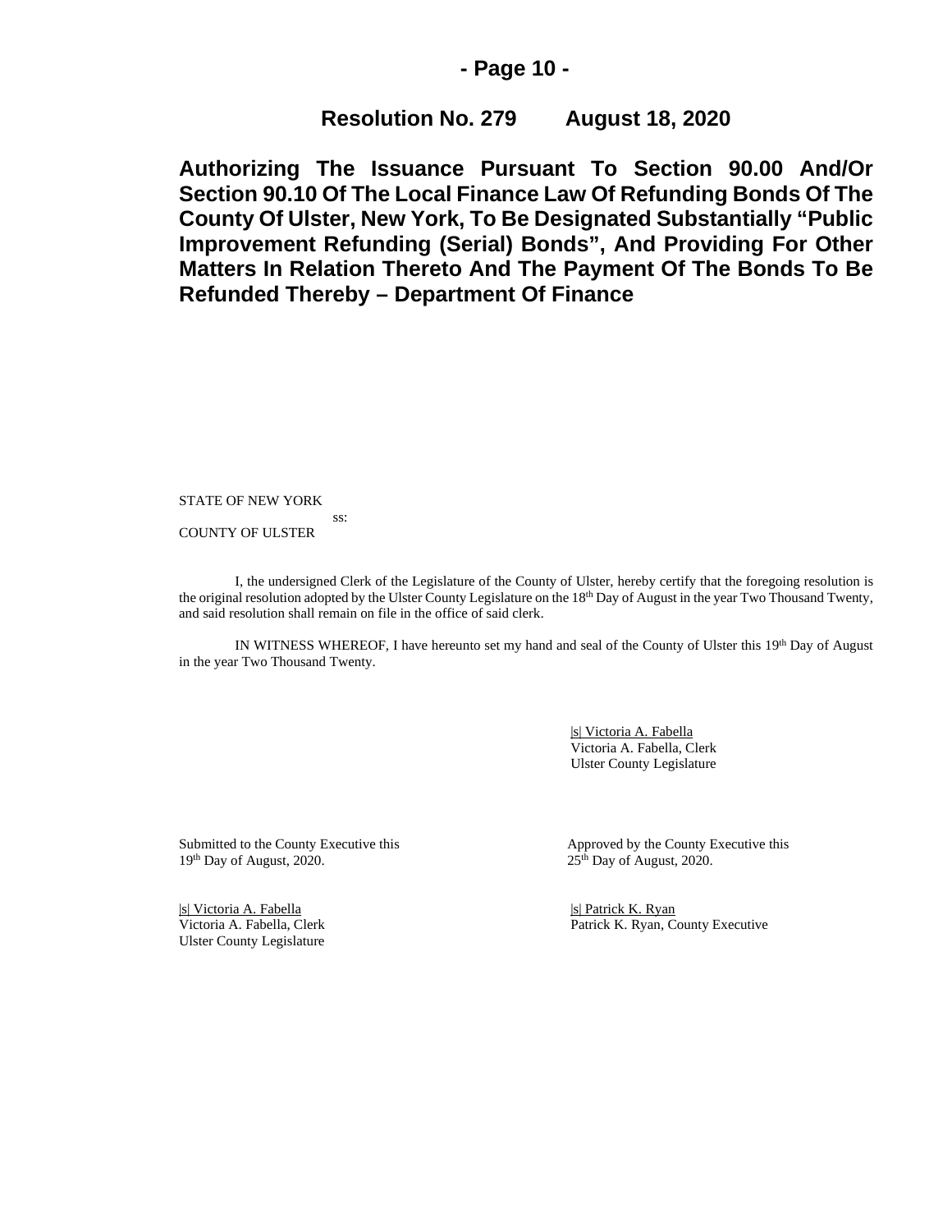## Resolution No. 279 August 18, 2020

**Authorizing The Issuance Pursuant To Section 90.00 And/Or Section 90.10 Of The Local Finance Law Of Refunding Bonds Of The County Of Ulster, New York, To Be Designated Substantially "Public Improvement Refunding (Serial) Bonds", And Providing For Other Matters In Relation Thereto And The Payment Of The Bonds To Be Refunded Thereby – Department Of Finance**

STATE OF NEW YORK
ss:
COUNTY OF ULSTER

I, the undersigned Clerk of the Legislature of the County of Ulster, hereby certify that the foregoing resolution is the original resolution adopted by the Ulster County Legislature on the 18th Day of August in the year Two Thousand Twenty, and said resolution shall remain on file in the office of said clerk.

IN WITNESS WHEREOF, I have hereunto set my hand and seal of the County of Ulster this 19th Day of August in the year Two Thousand Twenty.

|s| Victoria A. Fabella
Victoria A. Fabella, Clerk
Ulster County Legislature

Submitted to the County Executive this
19th Day of August, 2020.

|s| Victoria A. Fabella
Victoria A. Fabella, Clerk
Ulster County Legislature

Approved by the County Executive this
25th Day of August, 2020.

|s| Patrick K. Ryan
Patrick K. Ryan, County Executive